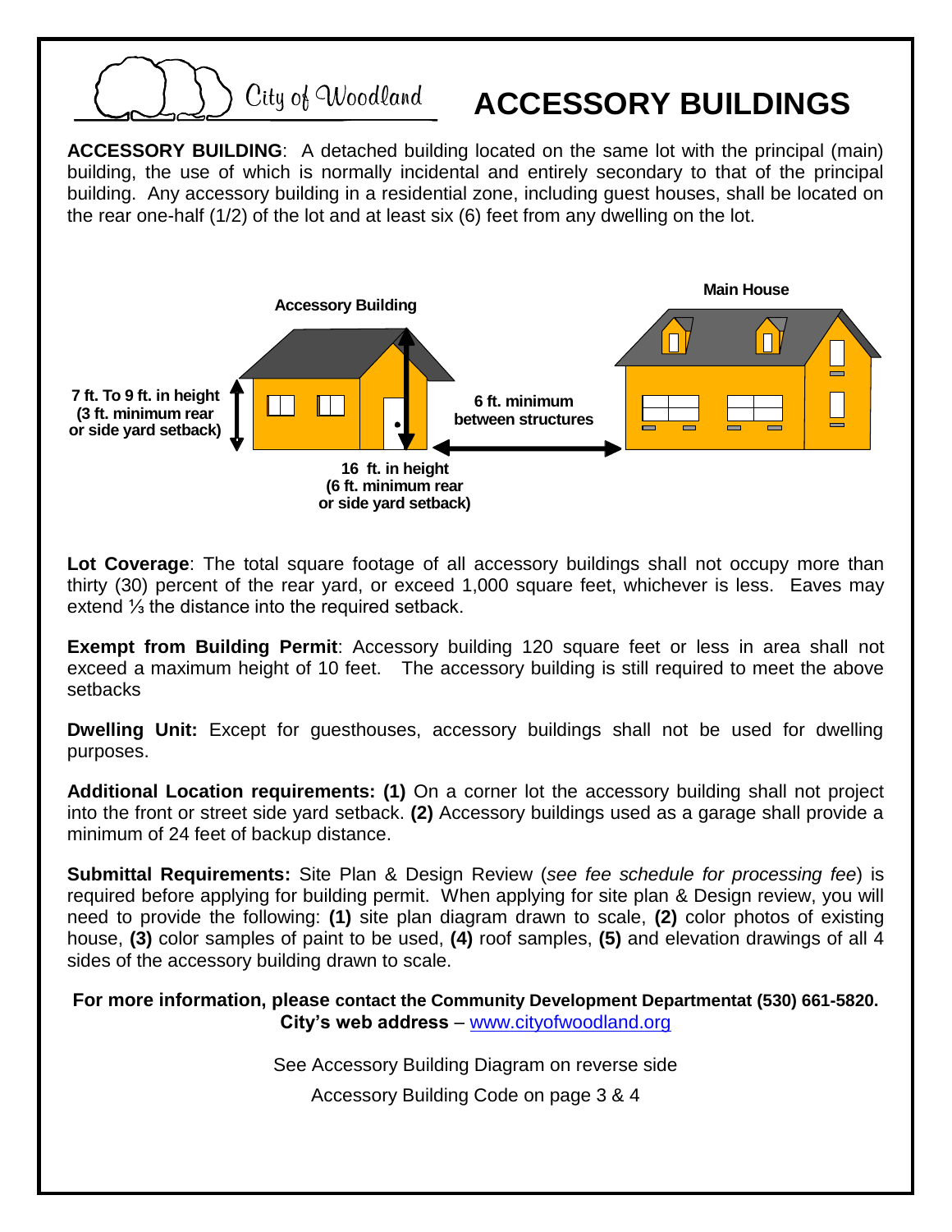City of Woodland

# ACCESSORY BUILDINGS

**ACCESSORY BUILDING**: A detached building located on the same lot with the principal (main) building, the use of which is normally incidental and entirely secondary to that of the principal building. Any accessory building in a residential zone, including guest houses, shall be located on the rear one-half (1/2) of the lot and at least six (6) feet from any dwelling on the lot.

**Accessory Building**

**Main House**

**7 ft. To 9 ft. in height (3 ft. minimum rear or side yard setback)**

**6 ft. minimum between structures**

**16 ft. in height (6 ft. minimum rear or side yard setback)**

**Lot Coverage**: The total square footage of all accessory buildings shall not occupy more than thirty (30) percent of the rear yard, or exceed 1,000 square feet, whichever is less. Eaves may extend ⅓ the distance into the required setback.

**Exempt from Building Permit**: Accessory building 120 square feet or less in area shall not exceed a maximum height of 10 feet. The accessory building is still required to meet the above setbacks

**Dwelling Unit:** Except for guesthouses, accessory buildings shall not be used for dwelling purposes.

**Additional Location requirements: (1)** On a corner lot the accessory building shall not project into the front or street side yard setback. **(2)** Accessory buildings used as a garage shall provide a minimum of 24 feet of backup distance.

**Submittal Requirements:** Site Plan & Design Review (*see fee schedule for processing fee*) is required before applying for building permit. When applying for site plan & Design review, you will need to provide the following: **(1)** site plan diagram drawn to scale, **(2)** color photos of existing house, **(3)** color samples of paint to be used, **(4)** roof samples, **(5)** and elevation drawings of all 4 sides of the accessory building drawn to scale.

**For more information, please contact the Community Development Departmentat (530) 661-5820.**
**City's web address** – www.cityofwoodland.org

See Accessory Building Diagram on reverse side

Accessory Building Code on page 3 & 4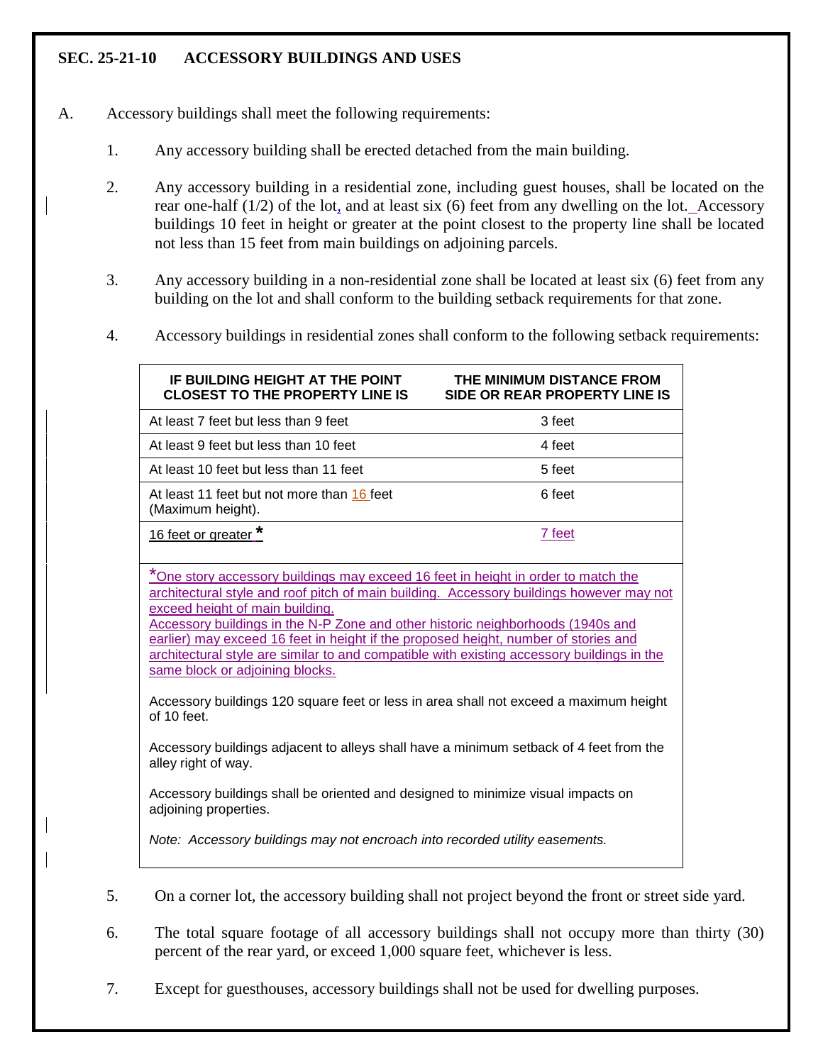## SEC. 25-21-10 ACCESSORY BUILDINGS AND USES

A. Accessory buildings shall meet the following requirements:

1. Any accessory building shall be erected detached from the main building.

2. Any accessory building in a residential zone, including guest houses, shall be located on the rear one-half (1/2) of the lot, and at least six (6) feet from any dwelling on the lot. Accessory buildings 10 feet in height or greater at the point closest to the property line shall be located not less than 15 feet from main buildings on adjoining parcels.

3. Any accessory building in a non-residential zone shall be located at least six (6) feet from any building on the lot and shall conform to the building setback requirements for that zone.

4. Accessory buildings in residential zones shall conform to the following setback requirements:

| IF BUILDING HEIGHT AT THE POINT CLOSEST TO THE PROPERTY LINE IS | THE MINIMUM DISTANCE FROM SIDE OR REAR PROPERTY LINE IS |
|---|---|
| At least 7 feet but less than 9 feet | 3 feet |
| At least 9 feet but less than 10 feet | 4 feet |
| At least 10 feet but less than 11 feet | 5 feet |
| At least 11 feet but not more than 16 feet (Maximum height). | 6 feet |
| 16 feet or greater * | 7 feet |

*One story accessory buildings may exceed 16 feet in height in order to match the architectural style and roof pitch of main building. Accessory buildings however may not exceed height of main building.
Accessory buildings in the N-P Zone and other historic neighborhoods (1940s and earlier) may exceed 16 feet in height if the proposed height, number of stories and architectural style are similar to and compatible with existing accessory buildings in the same block or adjoining blocks.

Accessory buildings 120 square feet or less in area shall not exceed a maximum height of 10 feet.

Accessory buildings adjacent to alleys shall have a minimum setback of 4 feet from the alley right of way.

Accessory buildings shall be oriented and designed to minimize visual impacts on adjoining properties.

*Note: Accessory buildings may not encroach into recorded utility easements.*

5. On a corner lot, the accessory building shall not project beyond the front or street side yard.

6. The total square footage of all accessory buildings shall not occupy more than thirty (30) percent of the rear yard, or exceed 1,000 square feet, whichever is less.

7. Except for guesthouses, accessory buildings shall not be used for dwelling purposes.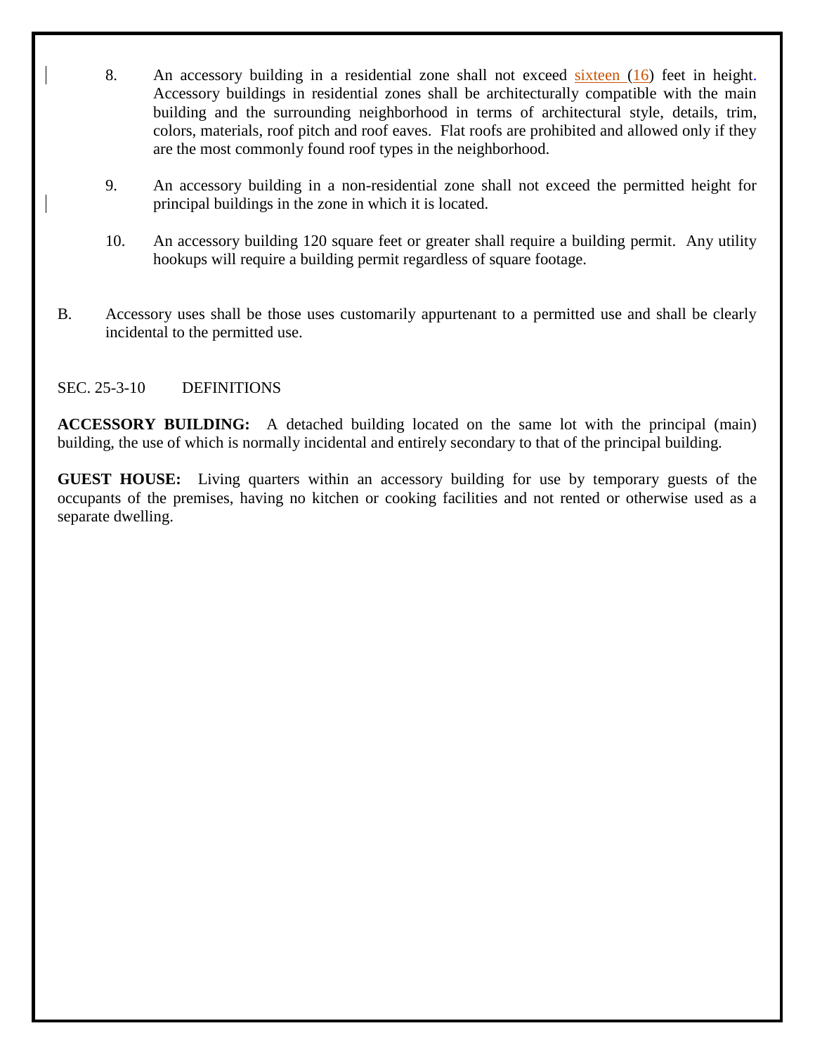8. An accessory building in a residential zone shall not exceed sixteen (16) feet in height. Accessory buildings in residential zones shall be architecturally compatible with the main building and the surrounding neighborhood in terms of architectural style, details, trim, colors, materials, roof pitch and roof eaves. Flat roofs are prohibited and allowed only if they are the most commonly found roof types in the neighborhood.

9. An accessory building in a non-residential zone shall not exceed the permitted height for principal buildings in the zone in which it is located.

10. An accessory building 120 square feet or greater shall require a building permit. Any utility hookups will require a building permit regardless of square footage.

B. Accessory uses shall be those uses customarily appurtenant to a permitted use and shall be clearly incidental to the permitted use.

SEC. 25-3-10 DEFINITIONS

**ACCESSORY BUILDING:** A detached building located on the same lot with the principal (main) building, the use of which is normally incidental and entirely secondary to that of the principal building.

**GUEST HOUSE:** Living quarters within an accessory building for use by temporary guests of the occupants of the premises, having no kitchen or cooking facilities and not rented or otherwise used as a separate dwelling.